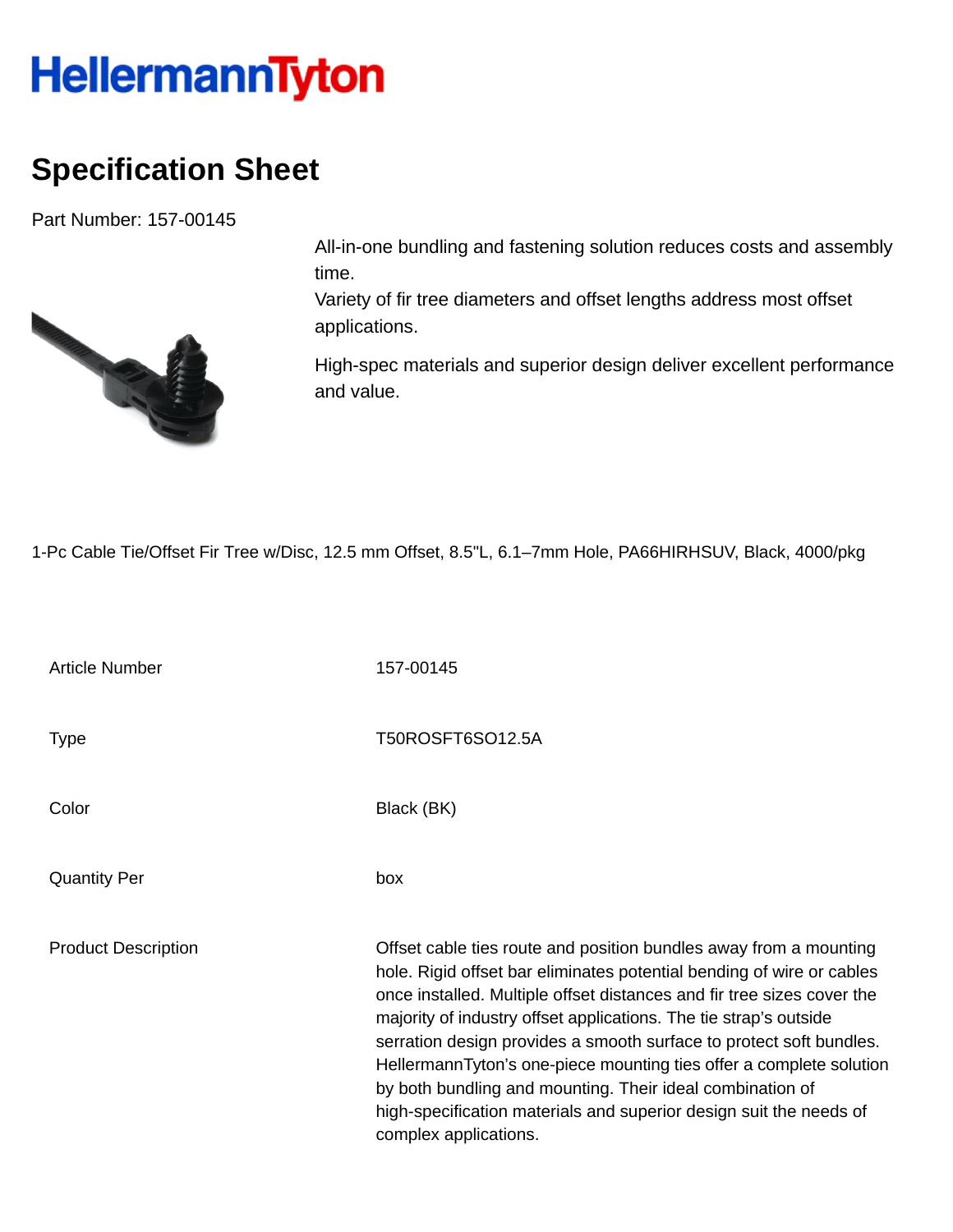HellermannTyton

# Specification Sheet

Part Number: 157-00145

All-in-one bundling and fastening solution reduces costs and assembly time.
Variety of fir tree diameters and offset lengths address most offset applications.

High-spec materials and superior design deliver excellent performance and value.

1-Pc Cable Tie/Offset Fir Tree w/Disc, 12.5 mm Offset, 8.5"L, 6.1–7mm Hole, PA66HIRHSUV, Black, 4000/pkg

| | |
|---|---|
| Article Number | 157-00145 |
| Type | T50ROSFT6SO12.5A |
| Color | Black (BK) |
| Quantity Per | box |
| Product Description | Offset cable ties route and position bundles away from a mounting hole. Rigid offset bar eliminates potential bending of wire or cables once installed. Multiple offset distances and fir tree sizes cover the majority of industry offset applications. The tie strap's outside serration design provides a smooth surface to protect soft bundles. HellermannTyton's one-piece mounting ties offer a complete solution by both bundling and mounting. Their ideal combination of high-specification materials and superior design suit the needs of complex applications. |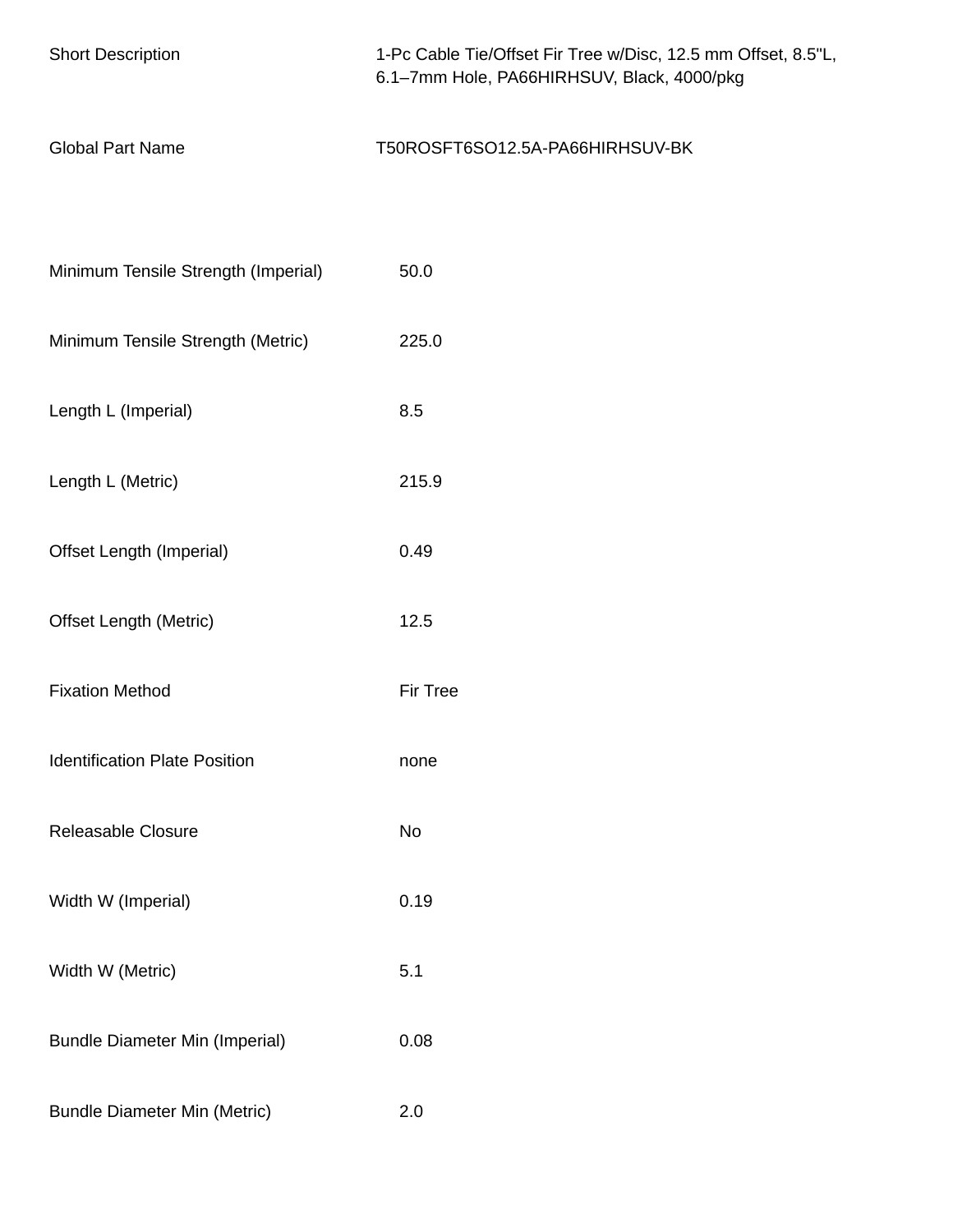| | |
|---|---|
| Short Description | 1-Pc Cable Tie/Offset Fir Tree w/Disc, 12.5 mm Offset, 8.5"L, 6.1–7mm Hole, PA66HIRHSUV, Black, 4000/pkg |
| Global Part Name | T50ROSFT6SO12.5A-PA66HIRHSUV-BK |

| | |
|---|---|
| Minimum Tensile Strength (Imperial) | 50.0 |
| Minimum Tensile Strength (Metric) | 225.0 |
| Length L (Imperial) | 8.5 |
| Length L (Metric) | 215.9 |
| Offset Length (Imperial) | 0.49 |
| Offset Length (Metric) | 12.5 |
| Fixation Method | Fir Tree |
| Identification Plate Position | none |
| Releasable Closure | No |
| Width W (Imperial) | 0.19 |
| Width W (Metric) | 5.1 |
| Bundle Diameter Min (Imperial) | 0.08 |
| Bundle Diameter Min (Metric) | 2.0 |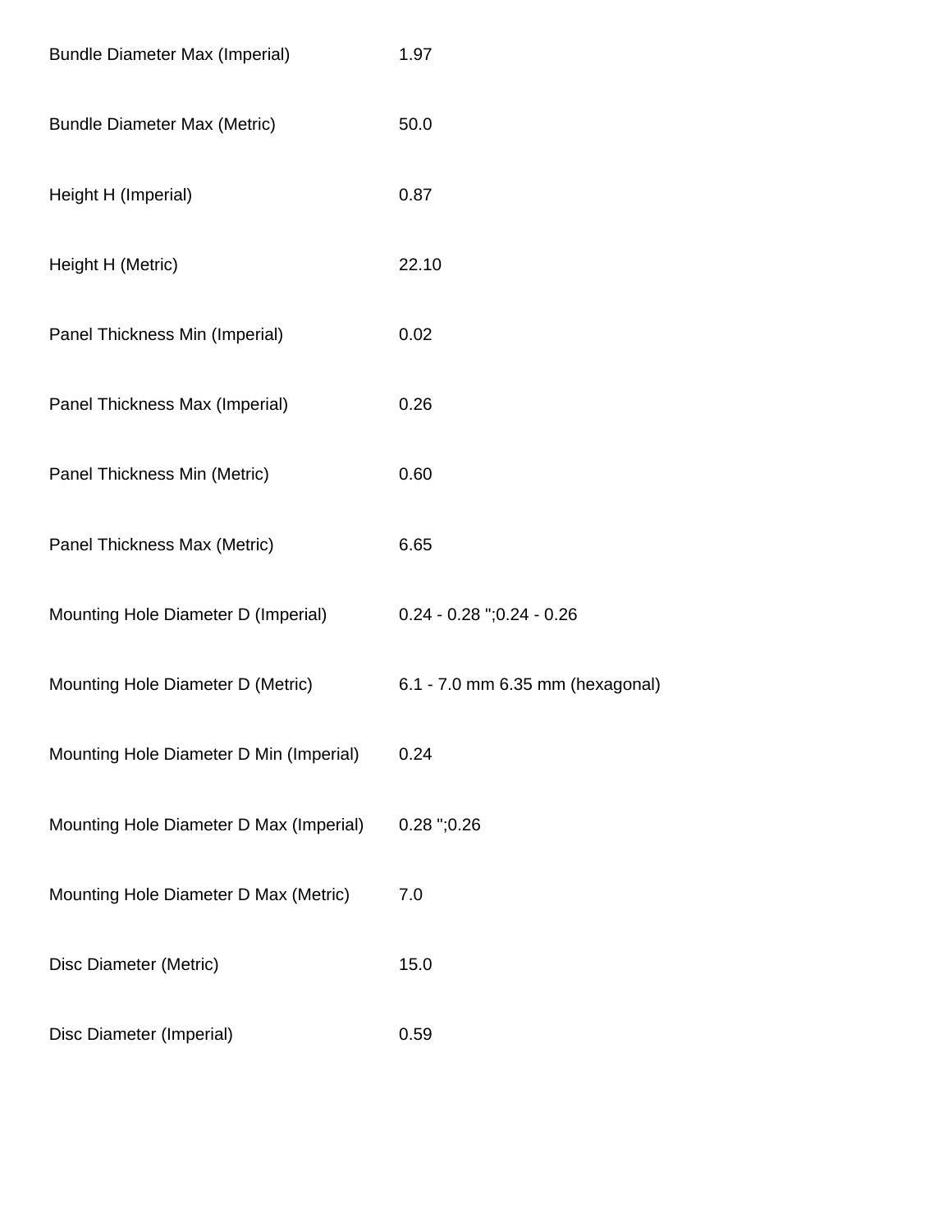| | |
|---|---|
| Bundle Diameter Max (Imperial) | 1.97 |
| Bundle Diameter Max (Metric) | 50.0 |
| Height H (Imperial) | 0.87 |
| Height H (Metric) | 22.10 |
| Panel Thickness Min (Imperial) | 0.02 |
| Panel Thickness Max (Imperial) | 0.26 |
| Panel Thickness Min (Metric) | 0.60 |
| Panel Thickness Max (Metric) | 6.65 |
| Mounting Hole Diameter D (Imperial) | 0.24 - 0.28 ";0.24 - 0.26 |
| Mounting Hole Diameter D (Metric) | 6.1 - 7.0 mm 6.35 mm (hexagonal) |
| Mounting Hole Diameter D Min (Imperial) | 0.24 |
| Mounting Hole Diameter D Max (Imperial) | 0.28 ";0.26 |
| Mounting Hole Diameter D Max (Metric) | 7.0 |
| Disc Diameter (Metric) | 15.0 |
| Disc Diameter (Imperial) | 0.59 |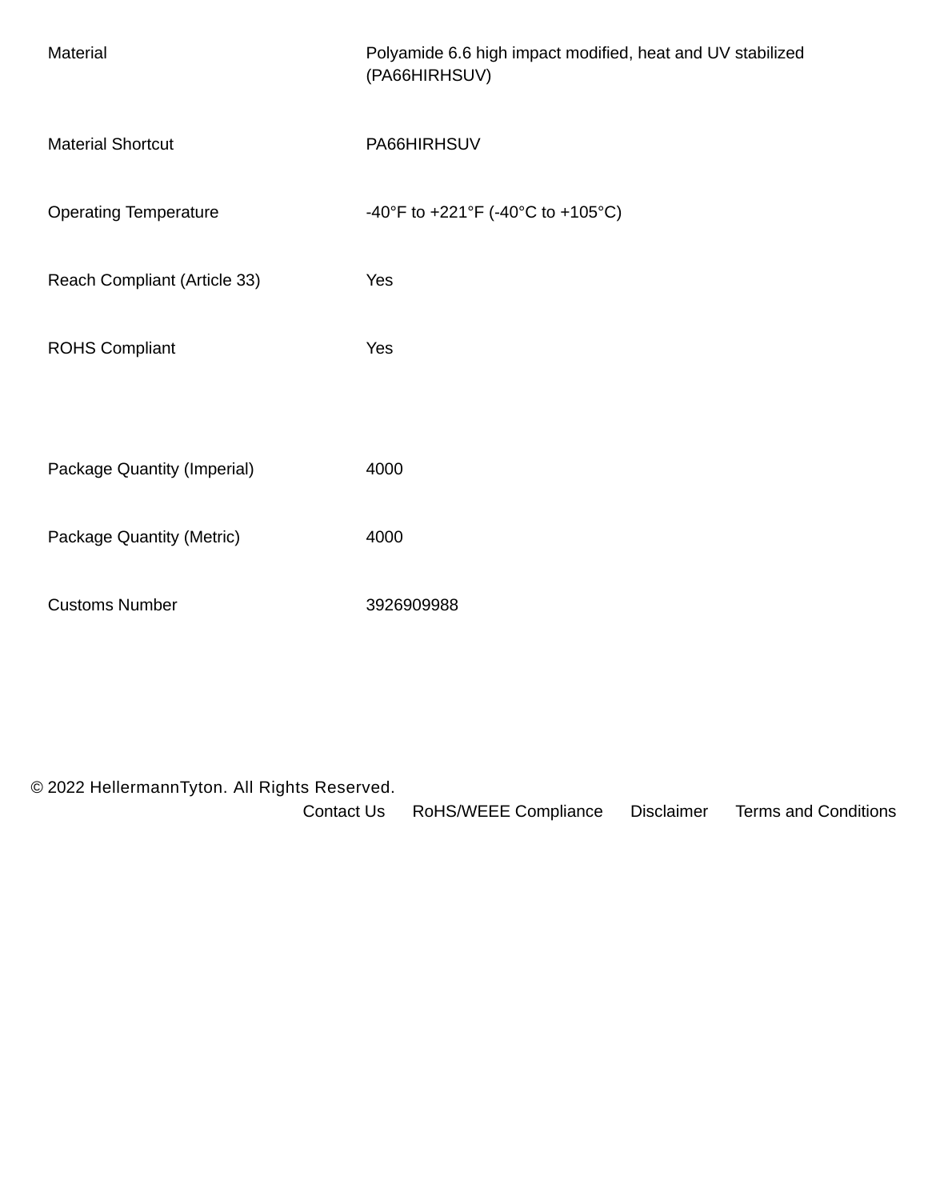| | |
|---|---|
| Material | Polyamide 6.6 high impact modified, heat and UV stabilized (PA66HIRHSUV) |
| Material Shortcut | PA66HIRHSUV |
| Operating Temperature | -40°F to +221°F (-40°C to +105°C) |
| Reach Compliant (Article 33) | Yes |
| ROHS Compliant | Yes |

| | |
|---|---|
| Package Quantity (Imperial) | 4000 |
| Package Quantity (Metric) | 4000 |
| Customs Number | 3926909988 |

© 2022 HellermannTyton. All Rights Reserved.

Contact Us RoHS/WEEE Compliance Disclaimer Terms and Conditions